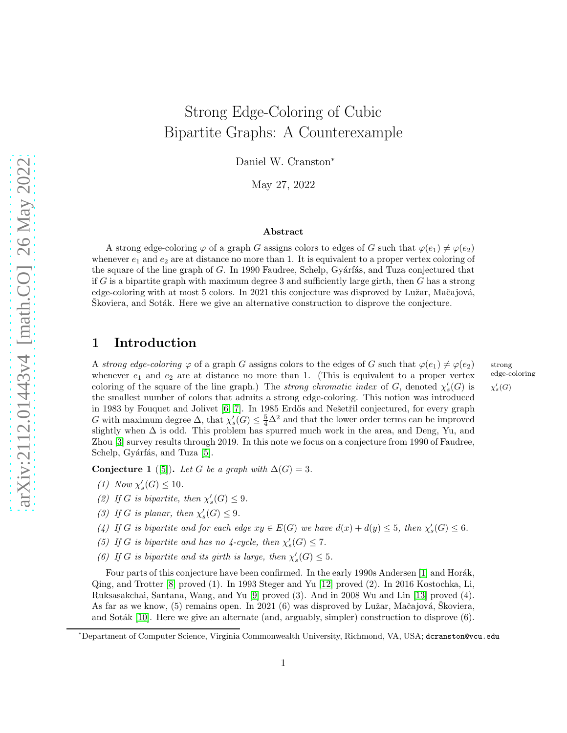# Strong Edge-Coloring of Cubic Bipartite Graphs: A Counterexample

Daniel W. Cranston*

May 27, 2022

### Abstract

A strong edge-coloring $\varphi$ of a graph $G$ assigns colors to edges of $G$ such that $\varphi(e_1) \neq \varphi(e_2)$ whenever $e_1$ and $e_2$ are at distance no more than 1. It is equivalent to a proper vertex coloring of the square of the line graph of $G$. In 1990 Faudree, Schelp, Gyárfás, and Tuza conjectured that if $G$ is a bipartite graph with maximum degree 3 and sufficiently large girth, then $G$ has a strong edge-coloring with at most 5 colors. In 2021 this conjecture was disproved by Lužar, Mačajová, Škoviera, and Soták. Here we give an alternative construction to disprove the conjecture.

## 1 Introduction

A *strong edge-coloring* $\varphi$ of a graph $G$ assigns colors to the edges of $G$ such that $\varphi(e_1) \neq \varphi(e_2)$ whenever $e_1$ and $e_2$ are at distance no more than 1. (This is equivalent to a proper vertex coloring of the square of the line graph.) The *strong chromatic index* of $G$, denoted $\chi'_s(G)$ is the smallest number of colors that admits a strong edge-coloring. This notion was introduced in 1983 by Fouquet and Jolivet [6, 7]. In 1985 Erdős and Nešetřil conjectured, for every graph $G$ with maximum degree $\Delta$, that $\chi'_s(G) \leq \frac{5}{4}\Delta^2$ and that the lower order terms can be improved slightly when $\Delta$ is odd. This problem has spurred much work in the area, and Deng, Yu, and Zhou [3] survey results through 2019. In this note we focus on a conjecture from 1990 of Faudree, Schelp, Gyárfás, and Tuza [5].

**Conjecture 1** ([5]). *Let $G$ be a graph with $\Delta(G) = 3$.*

*(1) Now $\chi'_s(G) \leq 10$.*

*(2) If $G$ is bipartite, then $\chi'_s(G) \leq 9$.*

*(3) If $G$ is planar, then $\chi'_s(G) \leq 9$.*

*(4) If $G$ is bipartite and for each edge $xy \in E(G)$ we have $d(x) + d(y) \leq 5$, then $\chi'_s(G) \leq 6$.*

*(5) If $G$ is bipartite and has no 4-cycle, then $\chi'_s(G) \leq 7$.*

*(6) If $G$ is bipartite and its girth is large, then $\chi'_s(G) \leq 5$.*

Four parts of this conjecture have been confirmed. In the early 1990s Andersen [1] and Horák, Qing, and Trotter [8] proved (1). In 1993 Steger and Yu [12] proved (2). In 2016 Kostochka, Li, Ruksasakchai, Santana, Wang, and Yu [9] proved (3). And in 2008 Wu and Lin [13] proved (4). As far as we know, (5) remains open. In 2021 (6) was disproved by Lužar, Mačajová, Škoviera, and Soták [10]. Here we give an alternate (and, arguably, simpler) construction to disprove (6).

*Department of Computer Science, Virginia Commonwealth University, Richmond, VA, USA; dcranston@vcu.edu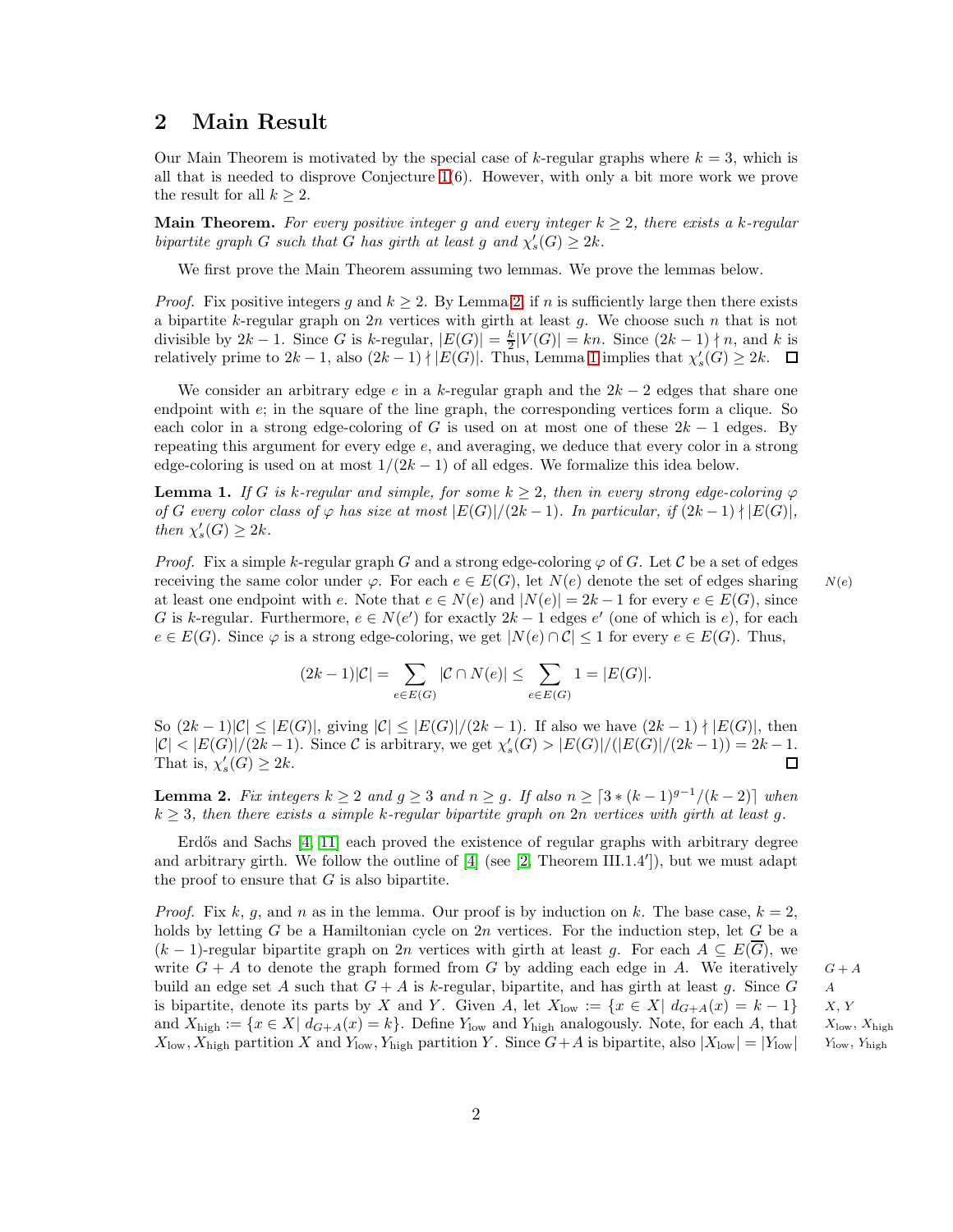## 2 Main Result

Our Main Theorem is motivated by the special case of $k$-regular graphs where $k = 3$, which is all that is needed to disprove Conjecture 1(6). However, with only a bit more work we prove the result for all $k \geq 2$.

**Main Theorem.** *For every positive integer $g$ and every integer $k \geq 2$, there exists a $k$-regular bipartite graph $G$ such that $G$ has girth at least $g$ and $\chi'_s(G) \geq 2k$.*

We first prove the Main Theorem assuming two lemmas. We prove the lemmas below.

*Proof.* Fix positive integers $g$ and $k \geq 2$. By Lemma 2, if $n$ is sufficiently large then there exists a bipartite $k$-regular graph on $2n$ vertices with girth at least $g$. We choose such $n$ that is not divisible by $2k - 1$. Since $G$ is $k$-regular, $|E(G)| = \frac{k}{2}|V(G)| = kn$. Since $(2k - 1) \nmid n$, and $k$ is relatively prime to $2k - 1$, also $(2k - 1) \nmid |E(G)|$. Thus, Lemma 1 implies that $\chi'_s(G) \geq 2k$. $\square$

We consider an arbitrary edge $e$ in a $k$-regular graph and the $2k - 2$ edges that share one endpoint with $e$; in the square of the line graph, the corresponding vertices form a clique. So each color in a strong edge-coloring of $G$ is used on at most one of these $2k - 1$ edges. By repeating this argument for every edge $e$, and averaging, we deduce that every color in a strong edge-coloring is used on at most $1/(2k - 1)$ of all edges. We formalize this idea below.

**Lemma 1.** *If $G$ is $k$-regular and simple, for some $k \geq 2$, then in every strong edge-coloring $\varphi$ of $G$ every color class of $\varphi$ has size at most $|E(G)|/(2k - 1)$. In particular, if $(2k - 1) \nmid |E(G)|$, then $\chi'_s(G) \geq 2k$.*

*Proof.* Fix a simple $k$-regular graph $G$ and a strong edge-coloring $\varphi$ of $G$. Let $\mathcal{C}$ be a set of edges receiving the same color under $\varphi$. For each $e \in E(G)$, let $N(e)$ denote the set of edges sharing at least one endpoint with $e$. Note that $e \in N(e)$ and $|N(e)| = 2k - 1$ for every $e \in E(G)$, since $G$ is $k$-regular. Furthermore, $e \in N(e')$ for exactly $2k - 1$ edges $e'$ (one of which is $e$), for each $e \in E(G)$. Since $\varphi$ is a strong edge-coloring, we get $|N(e) \cap \mathcal{C}| \leq 1$ for every $e \in E(G)$. Thus,

$$(2k - 1)|\mathcal{C}| = \sum_{e \in E(G)} |\mathcal{C} \cap N(e)| \leq \sum_{e \in E(G)} 1 = |E(G)|.$$

So $(2k - 1)|\mathcal{C}| \leq |E(G)|$, giving $|\mathcal{C}| \leq |E(G)|/(2k - 1)$. If also we have $(2k - 1) \nmid |E(G)|$, then $|\mathcal{C}| < |E(G)|/(2k - 1)$. Since $\mathcal{C}$ is arbitrary, we get $\chi'_s(G) > |E(G)|/(|E(G)|/(2k - 1)) = 2k - 1$. That is, $\chi'_s(G) \geq 2k$. $\square$

**Lemma 2.** *Fix integers $k \geq 2$ and $g \geq 3$ and $n \geq g$. If also $n \geq \lceil 3 * (k - 1)^{g-1}/(k - 2) \rceil$ when $k \geq 3$, then there exists a simple $k$-regular bipartite graph on $2n$ vertices with girth at least $g$.*

Erdős and Sachs [4, 11] each proved the existence of regular graphs with arbitrary degree and arbitrary girth. We follow the outline of [4] (see [2, Theorem III.1.4′]), but we must adapt the proof to ensure that $G$ is also bipartite.

*Proof.* Fix $k$, $g$, and $n$ as in the lemma. Our proof is by induction on $k$. The base case, $k = 2$, holds by letting $G$ be a Hamiltonian cycle on $2n$ vertices. For the induction step, let $G$ be a $(k - 1)$-regular bipartite graph on $2n$ vertices with girth at least $g$. For each $A \subseteq E(\overline{G})$, we write $G + A$ to denote the graph formed from $G$ by adding each edge in $A$. We iteratively build an edge set $A$ such that $G + A$ is $k$-regular, bipartite, and has girth at least $g$. Since $G$ is bipartite, denote its parts by $X$ and $Y$. Given $A$, let $X_{\text{low}} := \{x \in X | \ d_{G+A}(x) = k - 1\}$ and $X_{\text{high}} := \{x \in X | \ d_{G+A}(x) = k\}$. Define $Y_{\text{low}}$ and $Y_{\text{high}}$ analogously. Note, for each $A$, that $X_{\text{low}}, X_{\text{high}}$ partition $X$ and $Y_{\text{low}}, Y_{\text{high}}$ partition $Y$. Since $G + A$ is bipartite, also $|X_{\text{low}}| = |Y_{\text{low}}|$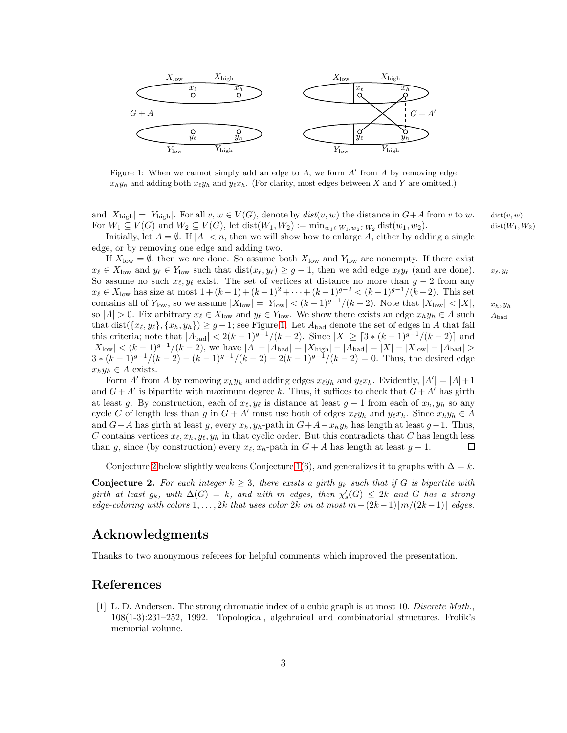Figure 1: When we cannot simply add an edge to $A$, we form $A'$ from $A$ by removing edge $x_h y_h$ and adding both $x_\ell y_h$ and $y_\ell x_h$. (For clarity, most edges between $X$ and $Y$ are omitted.)

and $|X_{\text{high}}| = |Y_{\text{high}}|$. For all $v, w \in V(G)$, denote by $dist(v,w)$ the distance in $G+A$ from $v$ to $w$. For $W_1 \subseteq V(G)$ and $W_2 \subseteq V(G)$, let $\text{dist}(W_1, W_2) := \min_{w_1 \in W_1, w_2 \in W_2} \text{dist}(w_1, w_2)$.

Initially, let $A = \emptyset$. If $|A| < n$, then we will show how to enlarge $A$, either by adding a single edge, or by removing one edge and adding two.

If $X_{\text{low}} = \emptyset$, then we are done. So assume both $X_{\text{low}}$ and $Y_{\text{low}}$ are nonempty. If there exist $x_\ell \in X_{\text{low}}$ and $y_\ell \in Y_{\text{low}}$ such that $\text{dist}(x_\ell, y_\ell) \geq g-1$, then we add edge $x_\ell y_\ell$ (and are done). So assume no such $x_\ell, y_\ell$ exist. The set of vertices at distance no more than $g-2$ from any $x_\ell \in X_{\text{low}}$ has size at most $1 + (k-1) + (k-1)^2 + \cdots + (k-1)^{g-2} < (k-1)^{g-1}/(k-2)$. This set contains all of $Y_{\text{low}}$, so we assume $|X_{\text{low}}| = |Y_{\text{low}}| < (k-1)^{g-1}/(k-2)$. Note that $|X_{\text{low}}| < |X|$, so $|A| > 0$. Fix arbitrary $x_\ell \in X_{\text{low}}$ and $y_\ell \in Y_{\text{low}}$. We show there exists an edge $x_h y_h \in A$ such that $\text{dist}(\{x_\ell, y_\ell\}, \{x_h, y_h\}) \geq g-1$; see Figure 1. Let $A_{\text{bad}}$ denote the set of edges in $A$ that fail this criteria; note that $|A_{\text{bad}}| < 2(k-1)^{g-1}/(k-2)$. Since $|X| \geq \lceil 3 * (k-1)^{g-1}/(k-2) \rceil$ and $|X_{\text{low}}| < (k-1)^{g-1}/(k-2)$, we have $|A| - |A_{\text{bad}}| = |X_{\text{high}}| - |A_{\text{bad}}| = |X| - |X_{\text{low}}| - |A_{\text{bad}}| > 3 * (k-1)^{g-1}/(k-2) - (k-1)^{g-1}/(k-2) - 2(k-1)^{g-1}/(k-2) = 0$. Thus, the desired edge $x_h y_h \in A$ exists.

Form $A'$ from $A$ by removing $x_h y_h$ and adding edges $x_\ell y_h$ and $y_\ell x_h$. Evidently, $|A'| = |A| + 1$ and $G + A'$ is bipartite with maximum degree $k$. Thus, it suffices to check that $G + A'$ has girth at least $g$. By construction, each of $x_\ell, y_\ell$ is distance at least $g-1$ from each of $x_h, y_h$ so any cycle $C$ of length less than $g$ in $G + A'$ must use both of edges $x_\ell y_h$ and $y_\ell x_h$. Since $x_h y_h \in A$ and $G + A$ has girth at least $g$, every $x_h, y_h$-path in $G + A - x_h y_h$ has length at least $g-1$. Thus, $C$ contains vertices $x_\ell, x_h, y_\ell, y_h$ in that cyclic order. But this contradicts that $C$ has length less than $g$, since (by construction) every $x_\ell, x_h$-path in $G + A$ has length at least $g-1$. $\square$

Conjecture 2 below slightly weakens Conjecture 1(6), and generalizes it to graphs with $\Delta = k$.

**Conjecture 2.** *For each integer $k \geq 3$, there exists a girth $g_k$ such that if $G$ is bipartite with girth at least $g_k$, with $\Delta(G) = k$, and with $m$ edges, then $\chi'_s(G) \leq 2k$ and $G$ has a strong edge-coloring with colors $1, \ldots, 2k$ that uses color $2k$ on at most $m - (2k-1)\lfloor m/(2k-1) \rfloor$ edges.*

## Acknowledgments

Thanks to two anonymous referees for helpful comments which improved the presentation.

## References

[1] L. D. Andersen. The strong chromatic index of a cubic graph is at most 10. *Discrete Math.*, 108(1-3):231–252, 1992. Topological, algebraical and combinatorial structures. Frolík's memorial volume.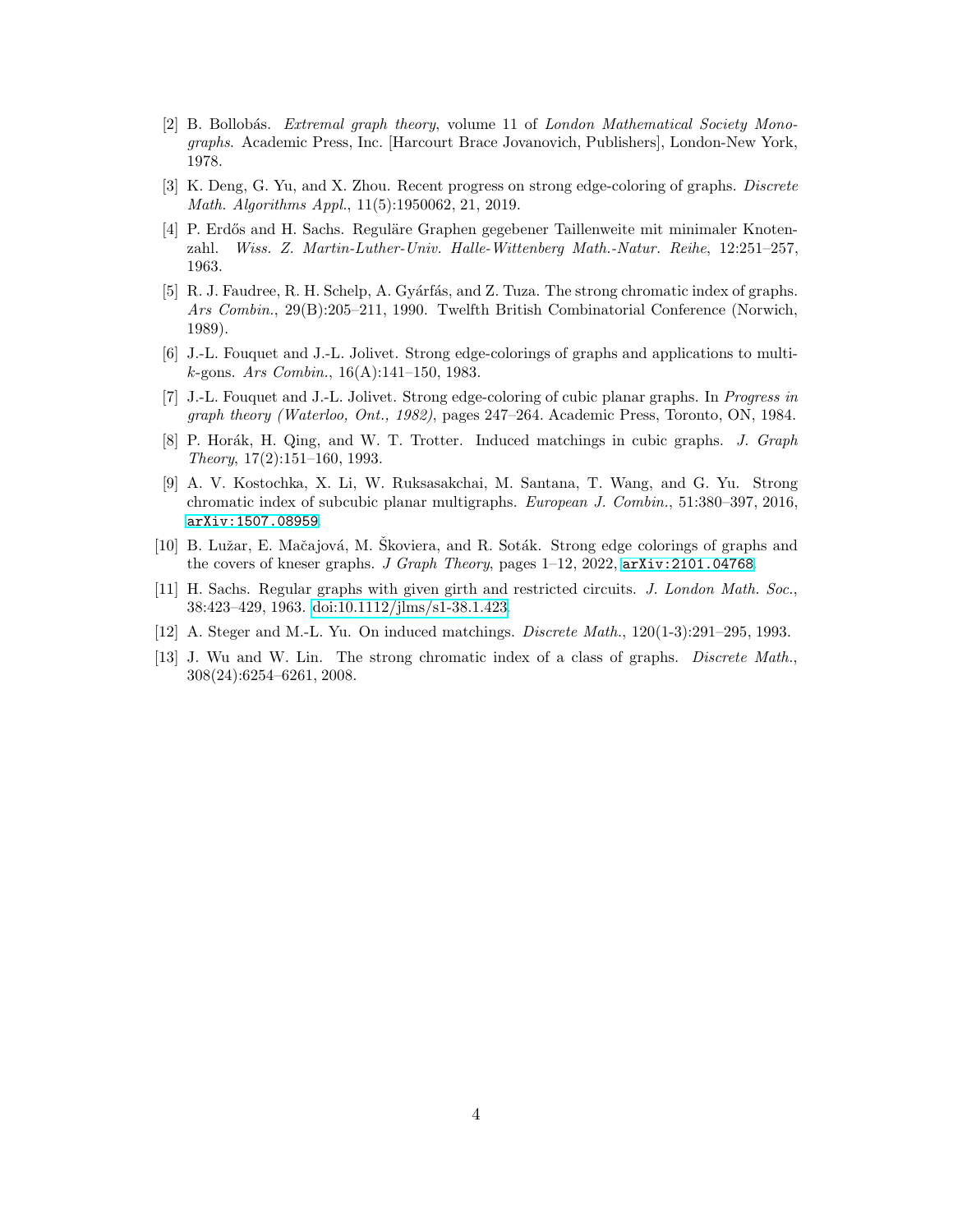[2] B. Bollobás. *Extremal graph theory*, volume 11 of *London Mathematical Society Monographs*. Academic Press, Inc. [Harcourt Brace Jovanovich, Publishers], London-New York, 1978.

[3] K. Deng, G. Yu, and X. Zhou. Recent progress on strong edge-coloring of graphs. *Discrete Math. Algorithms Appl.*, 11(5):1950062, 21, 2019.

[4] P. Erdős and H. Sachs. Reguläre Graphen gegebener Taillenweite mit minimaler Knotenzahl. *Wiss. Z. Martin-Luther-Univ. Halle-Wittenberg Math.-Natur. Reihe*, 12:251–257, 1963.

[5] R. J. Faudree, R. H. Schelp, A. Gyárfás, and Z. Tuza. The strong chromatic index of graphs. *Ars Combin.*, 29(B):205–211, 1990. Twelfth British Combinatorial Conference (Norwich, 1989).

[6] J.-L. Fouquet and J.-L. Jolivet. Strong edge-colorings of graphs and applications to multi-$k$-gons. *Ars Combin.*, 16(A):141–150, 1983.

[7] J.-L. Fouquet and J.-L. Jolivet. Strong edge-coloring of cubic planar graphs. In *Progress in graph theory (Waterloo, Ont., 1982)*, pages 247–264. Academic Press, Toronto, ON, 1984.

[8] P. Horák, H. Qing, and W. T. Trotter. Induced matchings in cubic graphs. *J. Graph Theory*, 17(2):151–160, 1993.

[9] A. V. Kostochka, X. Li, W. Ruksasakchai, M. Santana, T. Wang, and G. Yu. Strong chromatic index of subcubic planar multigraphs. *European J. Combin.*, 51:380–397, 2016, arXiv:1507.08959.

[10] B. Lužar, E. Mačajová, M. Škoviera, and R. Soták. Strong edge colorings of graphs and the covers of kneser graphs. *J Graph Theory*, pages 1–12, 2022, arXiv:2101.04768.

[11] H. Sachs. Regular graphs with given girth and restricted circuits. *J. London Math. Soc.*, 38:423–429, 1963. doi:10.1112/jlms/s1-38.1.423.

[12] A. Steger and M.-L. Yu. On induced matchings. *Discrete Math.*, 120(1-3):291–295, 1993.

[13] J. Wu and W. Lin. The strong chromatic index of a class of graphs. *Discrete Math.*, 308(24):6254–6261, 2008.